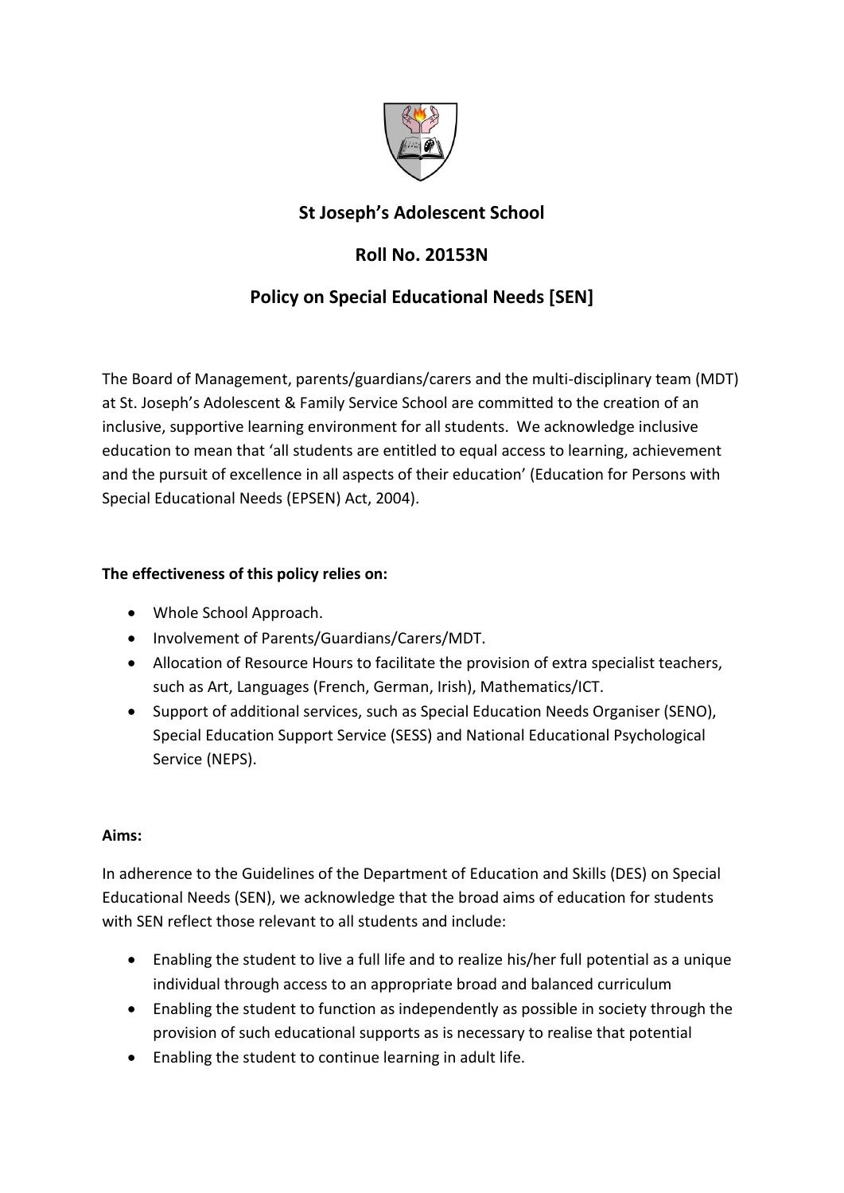# St Joseph's Adolescent School

## Roll No. 20153N

## Policy on Special Educational Needs [SEN]

The Board of Management, parents/guardians/carers and the multi-disciplinary team (MDT) at St. Joseph's Adolescent & Family Service School are committed to the creation of an inclusive, supportive learning environment for all students. We acknowledge inclusive education to mean that 'all students are entitled to equal access to learning, achievement and the pursuit of excellence in all aspects of their education' (Education for Persons with Special Educational Needs (EPSEN) Act, 2004).

**The effectiveness of this policy relies on:**

- Whole School Approach.
- Involvement of Parents/Guardians/Carers/MDT.
- Allocation of Resource Hours to facilitate the provision of extra specialist teachers, such as Art, Languages (French, German, Irish), Mathematics/ICT.
- Support of additional services, such as Special Education Needs Organiser (SENO), Special Education Support Service (SESS) and National Educational Psychological Service (NEPS).

**Aims:**

In adherence to the Guidelines of the Department of Education and Skills (DES) on Special Educational Needs (SEN), we acknowledge that the broad aims of education for students with SEN reflect those relevant to all students and include:

- Enabling the student to live a full life and to realize his/her full potential as a unique individual through access to an appropriate broad and balanced curriculum
- Enabling the student to function as independently as possible in society through the provision of such educational supports as is necessary to realise that potential
- Enabling the student to continue learning in adult life.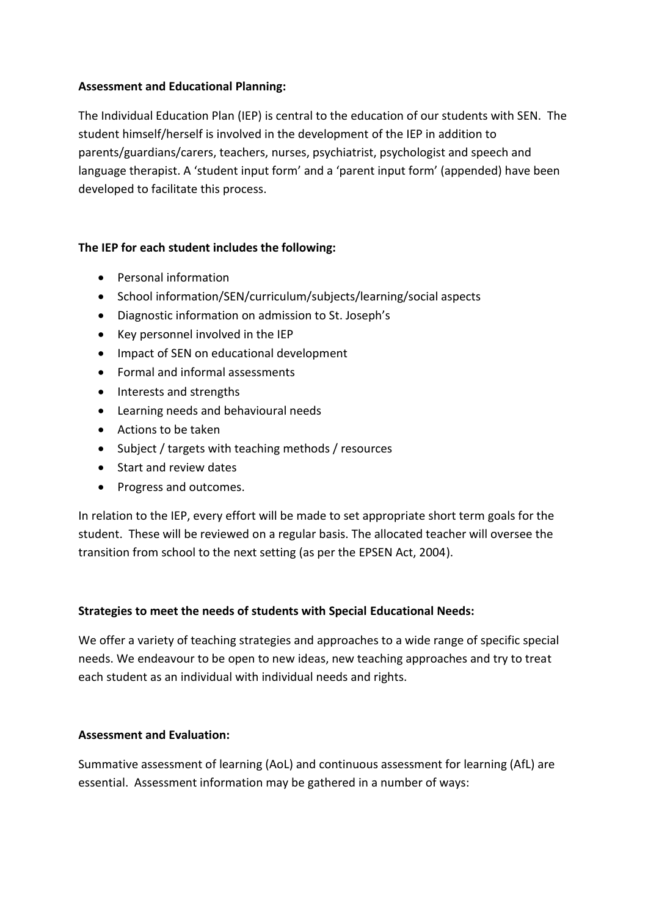**Assessment and Educational Planning:**

The Individual Education Plan (IEP) is central to the education of our students with SEN. The student himself/herself is involved in the development of the IEP in addition to parents/guardians/carers, teachers, nurses, psychiatrist, psychologist and speech and language therapist. A 'student input form' and a 'parent input form' (appended) have been developed to facilitate this process.

**The IEP for each student includes the following:**

- Personal information
- School information/SEN/curriculum/subjects/learning/social aspects
- Diagnostic information on admission to St. Joseph's
- Key personnel involved in the IEP
- Impact of SEN on educational development
- Formal and informal assessments
- Interests and strengths
- Learning needs and behavioural needs
- Actions to be taken
- Subject / targets with teaching methods / resources
- Start and review dates
- Progress and outcomes.

In relation to the IEP, every effort will be made to set appropriate short term goals for the student. These will be reviewed on a regular basis. The allocated teacher will oversee the transition from school to the next setting (as per the EPSEN Act, 2004).

**Strategies to meet the needs of students with Special Educational Needs:**

We offer a variety of teaching strategies and approaches to a wide range of specific special needs. We endeavour to be open to new ideas, new teaching approaches and try to treat each student as an individual with individual needs and rights.

**Assessment and Evaluation:**

Summative assessment of learning (AoL) and continuous assessment for learning (AfL) are essential. Assessment information may be gathered in a number of ways: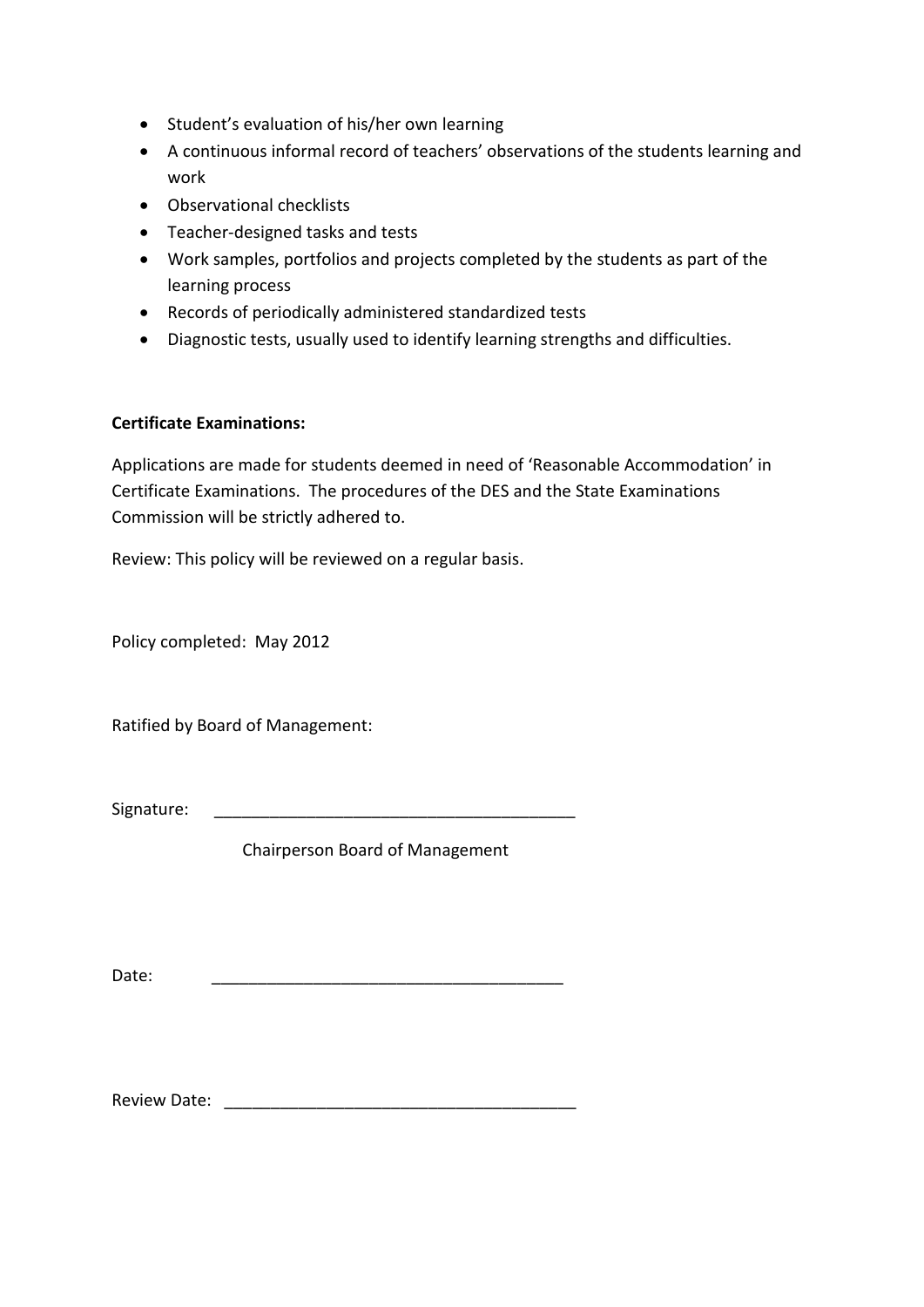- Student's evaluation of his/her own learning
- A continuous informal record of teachers' observations of the students learning and work
- Observational checklists
- Teacher-designed tasks and tests
- Work samples, portfolios and projects completed by the students as part of the learning process
- Records of periodically administered standardized tests
- Diagnostic tests, usually used to identify learning strengths and difficulties.

**Certificate Examinations:**

Applications are made for students deemed in need of 'Reasonable Accommodation' in Certificate Examinations. The procedures of the DES and the State Examinations Commission will be strictly adhered to.

Review: This policy will be reviewed on a regular basis.

Policy completed: May 2012

Ratified by Board of Management:

Signature: ________________________________________

Chairperson Board of Management

Date: ______________________________________

Review Date: ______________________________________